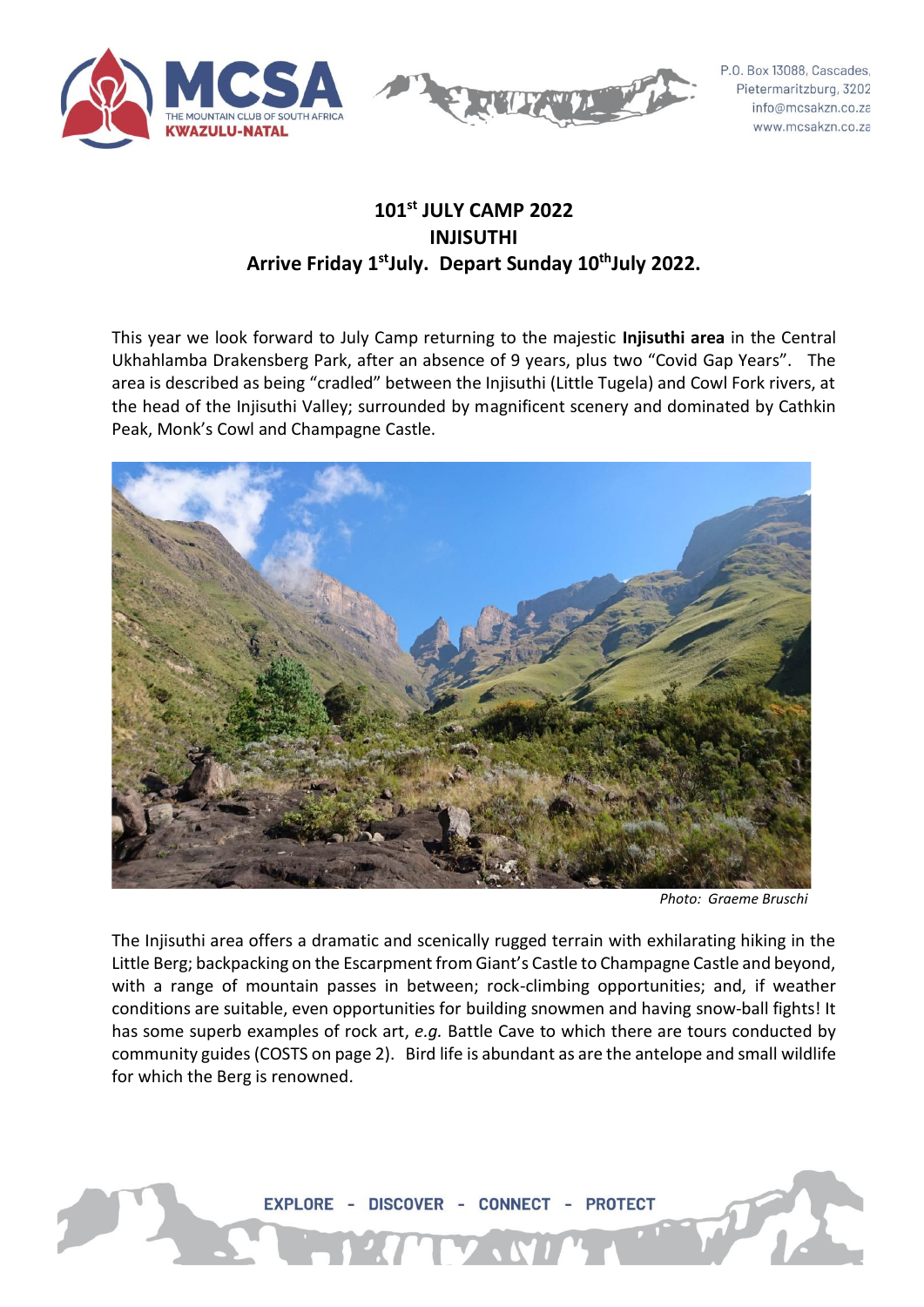# 101st JULY CAMP 2022
# INJISUTHI
## Arrive Friday 1st July. Depart Sunday 10th July 2022.

This year we look forward to July Camp returning to the majestic **Injisuthi area** in the Central Ukhahlamba Drakensberg Park, after an absence of 9 years, plus two "Covid Gap Years". The area is described as being "cradled" between the Injisuthi (Little Tugela) and Cowl Fork rivers, at the head of the Injisuthi Valley; surrounded by magnificent scenery and dominated by Cathkin Peak, Monk's Cowl and Champagne Castle.

*Photo: Graeme Bruschi*

The Injisuthi area offers a dramatic and scenically rugged terrain with exhilarating hiking in the Little Berg; backpacking on the Escarpment from Giant's Castle to Champagne Castle and beyond, with a range of mountain passes in between; rock-climbing opportunities; and, if weather conditions are suitable, even opportunities for building snowmen and having snow-ball fights! It has some superb examples of rock art, *e.g.* Battle Cave to which there are tours conducted by community guides (COSTS on page 2). Bird life is abundant as are the antelope and small wildlife for which the Berg is renowned.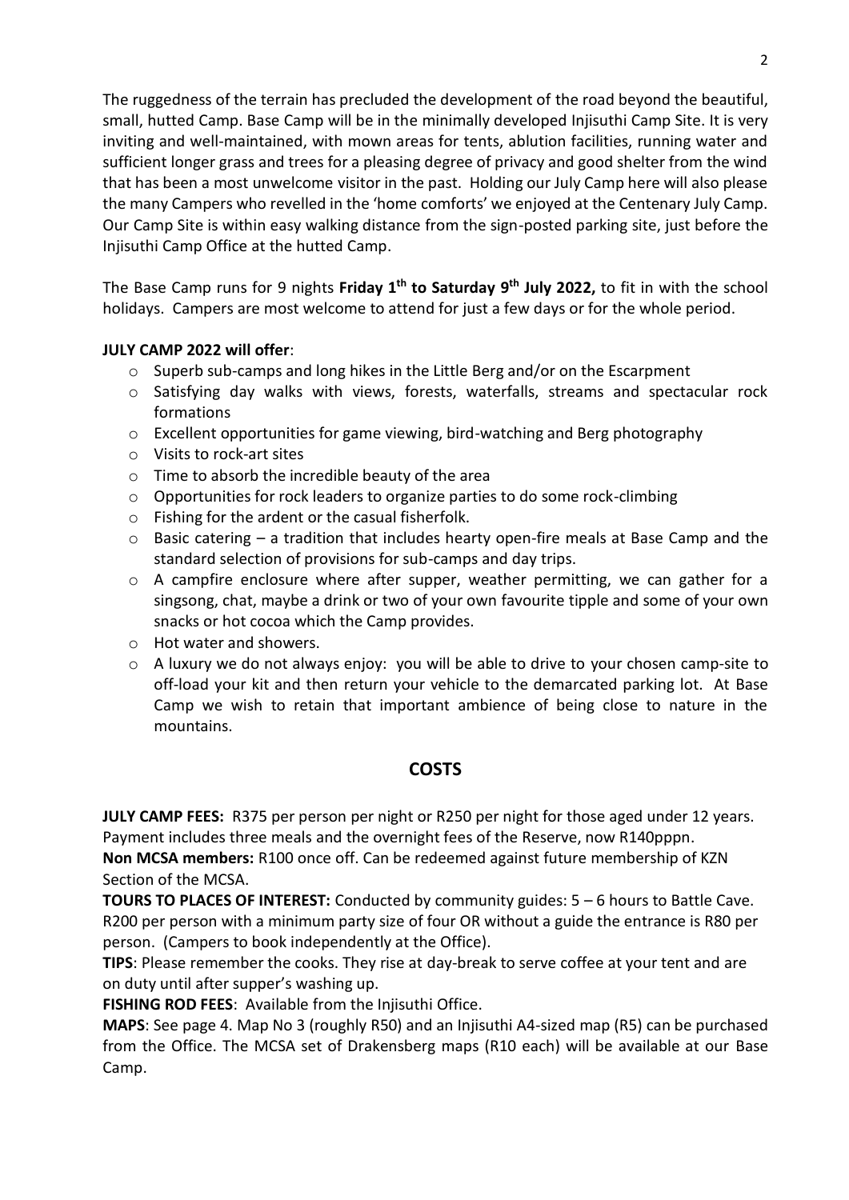The ruggedness of the terrain has precluded the development of the road beyond the beautiful, small, hutted Camp. Base Camp will be in the minimally developed Injisuthi Camp Site. It is very inviting and well-maintained, with mown areas for tents, ablution facilities, running water and sufficient longer grass and trees for a pleasing degree of privacy and good shelter from the wind that has been a most unwelcome visitor in the past. Holding our July Camp here will also please the many Campers who revelled in the 'home comforts' we enjoyed at the Centenary July Camp. Our Camp Site is within easy walking distance from the sign-posted parking site, just before the Injisuthi Camp Office at the hutted Camp.

The Base Camp runs for 9 nights **Friday 1st to Saturday 9th July 2022,** to fit in with the school holidays. Campers are most welcome to attend for just a few days or for the whole period.

**JULY CAMP 2022 will offer**:

- Superb sub-camps and long hikes in the Little Berg and/or on the Escarpment
- Satisfying day walks with views, forests, waterfalls, streams and spectacular rock formations
- Excellent opportunities for game viewing, bird-watching and Berg photography
- Visits to rock-art sites
- Time to absorb the incredible beauty of the area
- Opportunities for rock leaders to organize parties to do some rock-climbing
- Fishing for the ardent or the casual fisherfolk.
- Basic catering – a tradition that includes hearty open-fire meals at Base Camp and the standard selection of provisions for sub-camps and day trips.
- A campfire enclosure where after supper, weather permitting, we can gather for a singsong, chat, maybe a drink or two of your own favourite tipple and some of your own snacks or hot cocoa which the Camp provides.
- Hot water and showers.
- A luxury we do not always enjoy: you will be able to drive to your chosen camp-site to off-load your kit and then return your vehicle to the demarcated parking lot. At Base Camp we wish to retain that important ambience of being close to nature in the mountains.

## COSTS

**JULY CAMP FEES:** R375 per person per night or R250 per night for those aged under 12 years. Payment includes three meals and the overnight fees of the Reserve, now R140pppn.

**Non MCSA members:** R100 once off. Can be redeemed against future membership of KZN Section of the MCSA.

**TOURS TO PLACES OF INTEREST:** Conducted by community guides: 5 – 6 hours to Battle Cave. R200 per person with a minimum party size of four OR without a guide the entrance is R80 per person. (Campers to book independently at the Office).

**TIPS**: Please remember the cooks. They rise at day-break to serve coffee at your tent and are on duty until after supper's washing up.

**FISHING ROD FEES**: Available from the Injisuthi Office.

**MAPS**: See page 4. Map No 3 (roughly R50) and an Injisuthi A4-sized map (R5) can be purchased from the Office. The MCSA set of Drakensberg maps (R10 each) will be available at our Base Camp.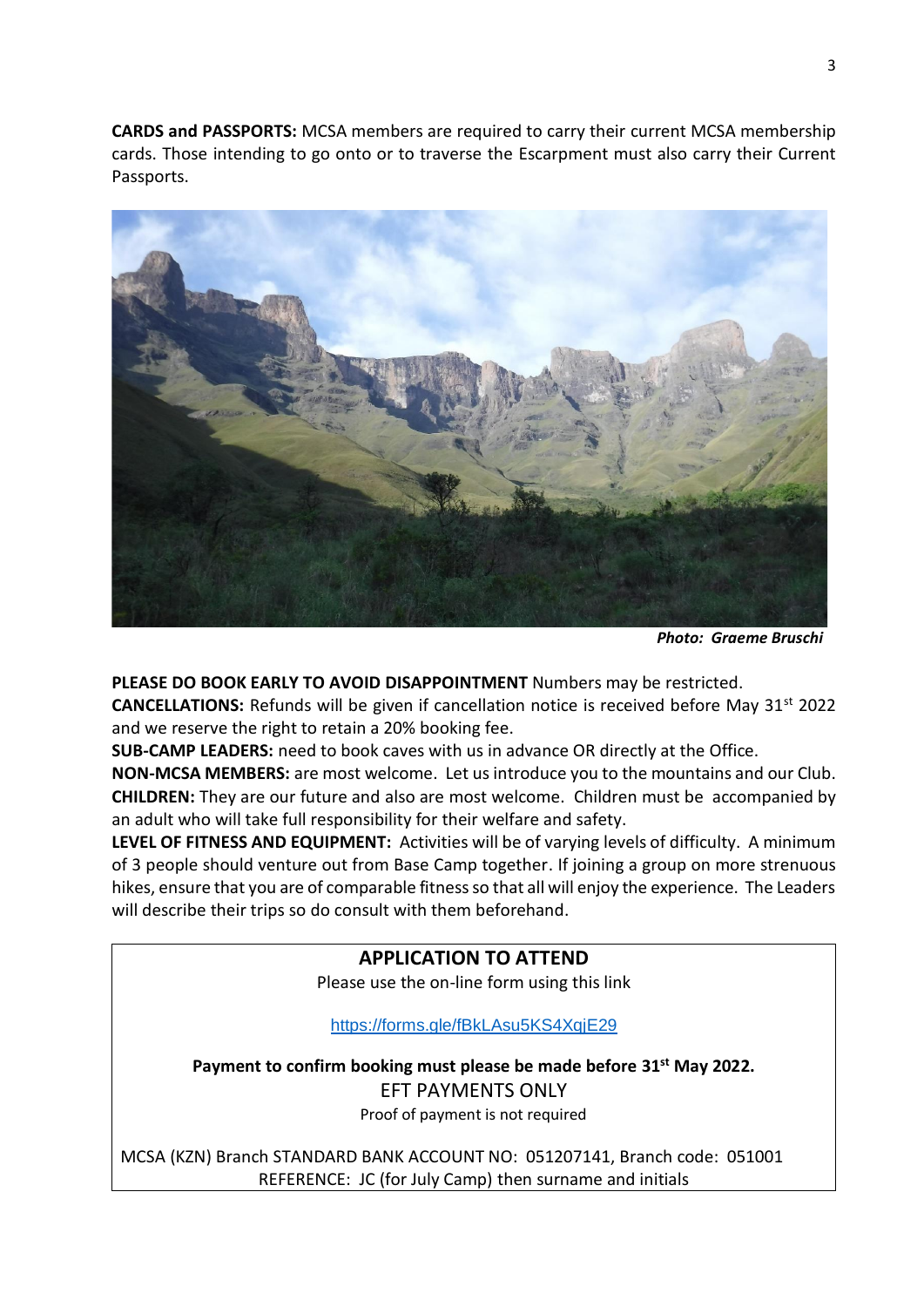**CARDS and PASSPORTS:** MCSA members are required to carry their current MCSA membership cards. Those intending to go onto or to traverse the Escarpment must also carry their Current Passports.

***Photo: Graeme Bruschi***

**PLEASE DO BOOK EARLY TO AVOID DISAPPOINTMENT** Numbers may be restricted.
**CANCELLATIONS:** Refunds will be given if cancellation notice is received before May 31st 2022 and we reserve the right to retain a 20% booking fee.
**SUB-CAMP LEADERS:** need to book caves with us in advance OR directly at the Office.
**NON-MCSA MEMBERS:** are most welcome. Let us introduce you to the mountains and our Club.
**CHILDREN:** They are our future and also are most welcome. Children must be accompanied by an adult who will take full responsibility for their welfare and safety.
**LEVEL OF FITNESS AND EQUIPMENT:** Activities will be of varying levels of difficulty. A minimum of 3 people should venture out from Base Camp together. If joining a group on more strenuous hikes, ensure that you are of comparable fitness so that all will enjoy the experience. The Leaders will describe their trips so do consult with them beforehand.

## APPLICATION TO ATTEND

Please use the on-line form using this link

https://forms.gle/fBkLAsu5KS4XqjE29

**Payment to confirm booking must please be made before 31st May 2022.**

EFT PAYMENTS ONLY

Proof of payment is not required

MCSA (KZN) Branch STANDARD BANK ACCOUNT NO: 051207141, Branch code: 051001
REFERENCE: JC (for July Camp) then surname and initials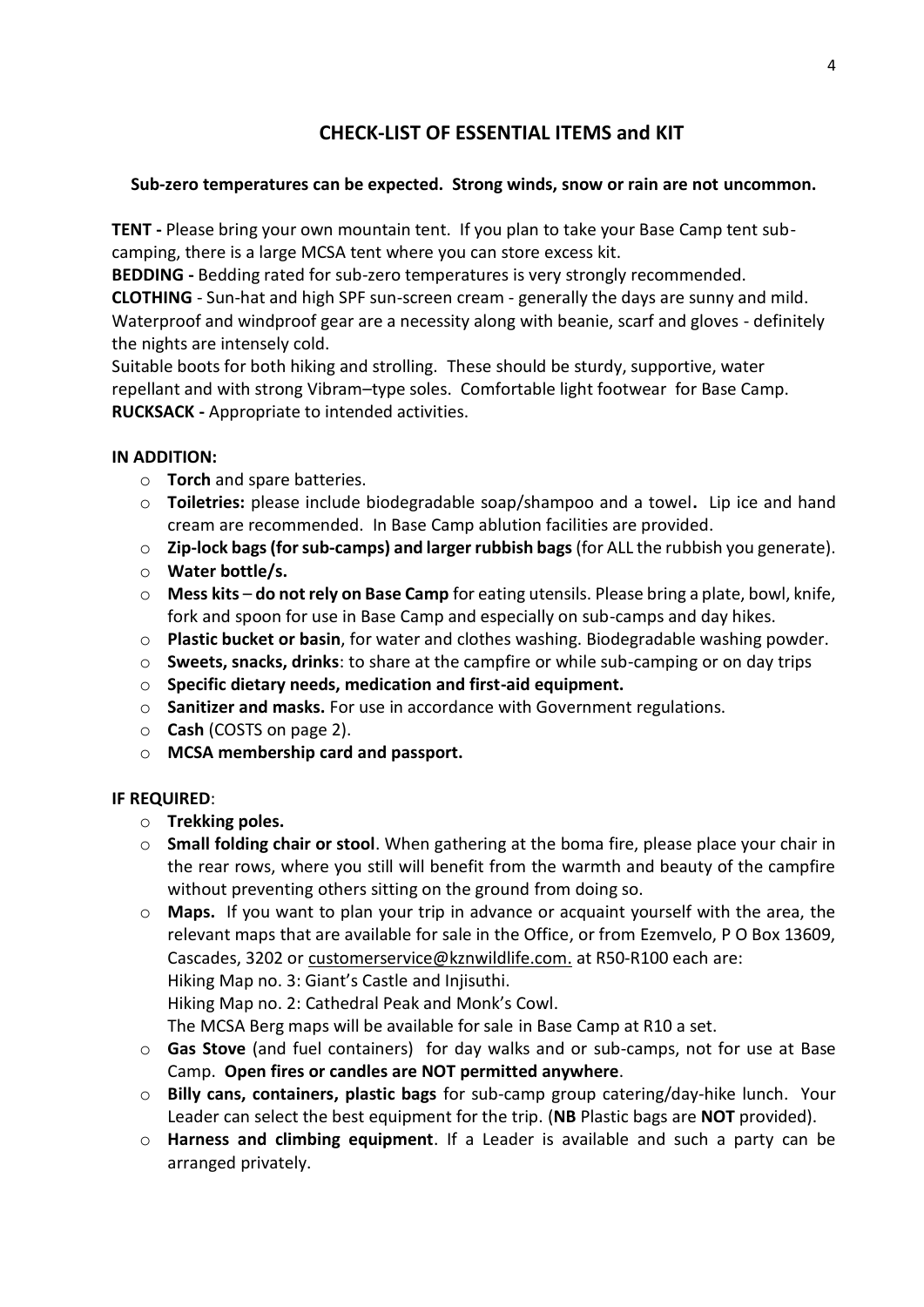## CHECK-LIST OF ESSENTIAL ITEMS and KIT

**Sub-zero temperatures can be expected. Strong winds, snow or rain are not uncommon.**

**TENT -** Please bring your own mountain tent. If you plan to take your Base Camp tent sub-camping, there is a large MCSA tent where you can store excess kit.

**BEDDING -** Bedding rated for sub-zero temperatures is very strongly recommended.

**CLOTHING** - Sun-hat and high SPF sun-screen cream - generally the days are sunny and mild. Waterproof and windproof gear are a necessity along with beanie, scarf and gloves - definitely the nights are intensely cold.

Suitable boots for both hiking and strolling. These should be sturdy, supportive, water repellant and with strong Vibram–type soles. Comfortable light footwear for Base Camp.

**RUCKSACK -** Appropriate to intended activities.

**IN ADDITION:**

- **Torch** and spare batteries.
- **Toiletries:** please include biodegradable soap/shampoo and a towel**.** Lip ice and hand cream are recommended. In Base Camp ablution facilities are provided.
- **Zip-lock bags (for sub-camps) and larger rubbish bags** (for ALL the rubbish you generate).
- **Water bottle/s.**
- **Mess kits** – **do not rely on Base Camp** for eating utensils. Please bring a plate, bowl, knife, fork and spoon for use in Base Camp and especially on sub-camps and day hikes.
- **Plastic bucket or basin**, for water and clothes washing. Biodegradable washing powder.
- **Sweets, snacks, drinks**: to share at the campfire or while sub-camping or on day trips
- **Specific dietary needs, medication and first-aid equipment.**
- **Sanitizer and masks.** For use in accordance with Government regulations.
- **Cash** (COSTS on page 2).
- **MCSA membership card and passport.**

**IF REQUIRED**:

- **Trekking poles.**
- **Small folding chair or stool**. When gathering at the boma fire, please place your chair in the rear rows, where you still will benefit from the warmth and beauty of the campfire without preventing others sitting on the ground from doing so.
- **Maps.** If you want to plan your trip in advance or acquaint yourself with the area, the relevant maps that are available for sale in the Office, or from Ezemvelo, P O Box 13609, Cascades, 3202 or customerservice@kznwildlife.com. at R50-R100 each are:
  Hiking Map no. 3: Giant's Castle and Injisuthi.
  Hiking Map no. 2: Cathedral Peak and Monk's Cowl.
  The MCSA Berg maps will be available for sale in Base Camp at R10 a set.
- **Gas Stove** (and fuel containers) for day walks and or sub-camps, not for use at Base Camp. **Open fires or candles are NOT permitted anywhere**.
- **Billy cans, containers, plastic bags** for sub-camp group catering/day-hike lunch. Your Leader can select the best equipment for the trip. (**NB** Plastic bags are **NOT** provided).
- **Harness and climbing equipment**. If a Leader is available and such a party can be arranged privately.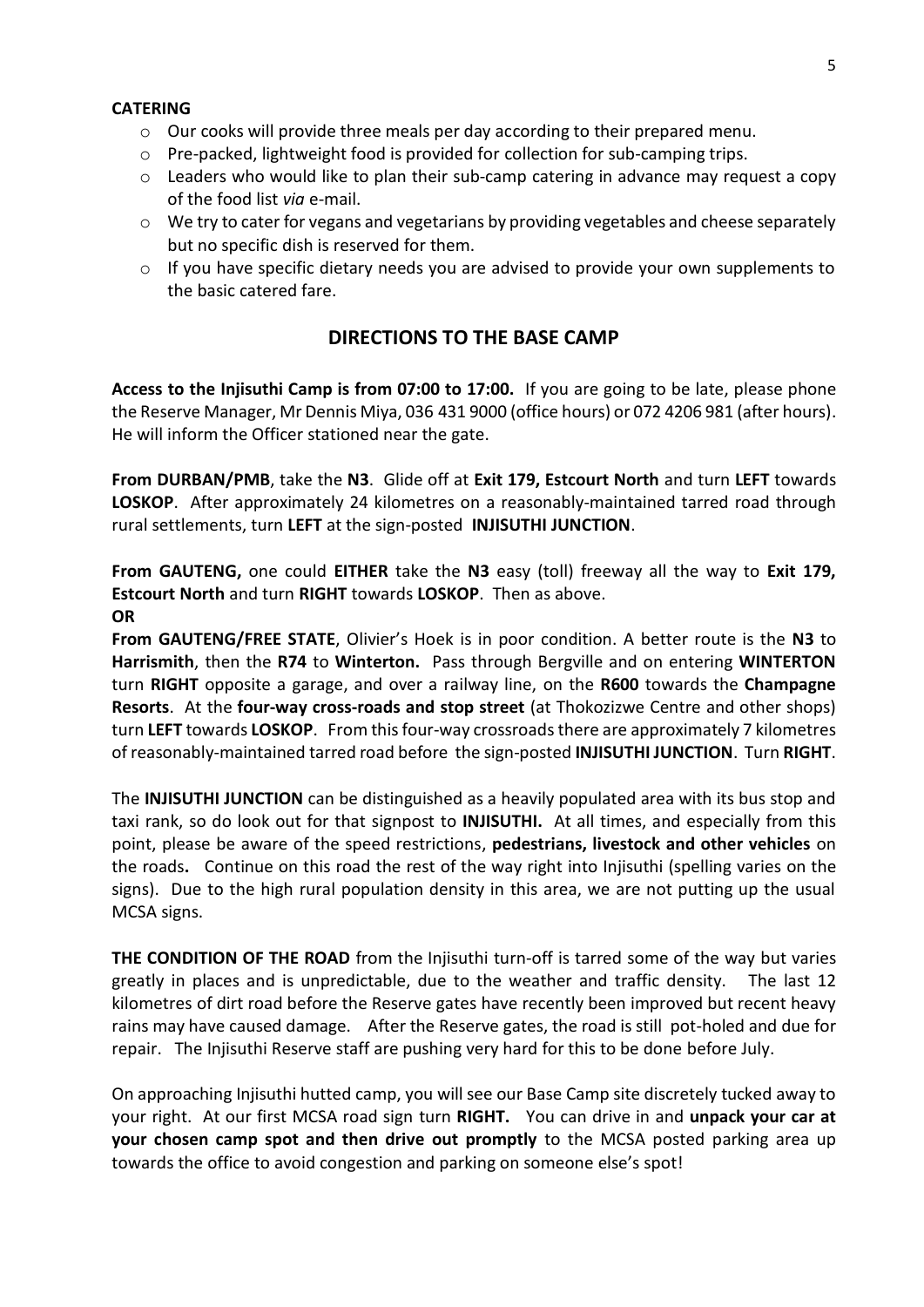**CATERING**

- Our cooks will provide three meals per day according to their prepared menu.
- Pre-packed, lightweight food is provided for collection for sub-camping trips.
- Leaders who would like to plan their sub-camp catering in advance may request a copy of the food list *via* e-mail.
- We try to cater for vegans and vegetarians by providing vegetables and cheese separately but no specific dish is reserved for them.
- If you have specific dietary needs you are advised to provide your own supplements to the basic catered fare.

## DIRECTIONS TO THE BASE CAMP

**Access to the Injisuthi Camp is from 07:00 to 17:00.** If you are going to be late, please phone the Reserve Manager, Mr Dennis Miya, 036 431 9000 (office hours) or 072 4206 981 (after hours). He will inform the Officer stationed near the gate.

**From DURBAN/PMB**, take the **N3**. Glide off at **Exit 179, Estcourt North** and turn **LEFT** towards **LOSKOP**. After approximately 24 kilometres on a reasonably-maintained tarred road through rural settlements, turn **LEFT** at the sign-posted **INJISUTHI JUNCTION**.

**From GAUTENG,** one could **EITHER** take the **N3** easy (toll) freeway all the way to **Exit 179, Estcourt North** and turn **RIGHT** towards **LOSKOP**. Then as above.

**OR**

**From GAUTENG/FREE STATE**, Olivier's Hoek is in poor condition. A better route is the **N3** to **Harrismith**, then the **R74** to **Winterton.** Pass through Bergville and on entering **WINTERTON** turn **RIGHT** opposite a garage, and over a railway line, on the **R600** towards the **Champagne Resorts**. At the **four-way cross-roads and stop street** (at Thokozizwe Centre and other shops) turn **LEFT** towards **LOSKOP**. From this four-way crossroads there are approximately 7 kilometres of reasonably-maintained tarred road before the sign-posted **INJISUTHI JUNCTION**. Turn **RIGHT**.

The **INJISUTHI JUNCTION** can be distinguished as a heavily populated area with its bus stop and taxi rank, so do look out for that signpost to **INJISUTHI.** At all times, and especially from this point, please be aware of the speed restrictions, **pedestrians, livestock and other vehicles** on the roads**.** Continue on this road the rest of the way right into Injisuthi (spelling varies on the signs). Due to the high rural population density in this area, we are not putting up the usual MCSA signs.

**THE CONDITION OF THE ROAD** from the Injisuthi turn-off is tarred some of the way but varies greatly in places and is unpredictable, due to the weather and traffic density. The last 12 kilometres of dirt road before the Reserve gates have recently been improved but recent heavy rains may have caused damage. After the Reserve gates, the road is still pot-holed and due for repair. The Injisuthi Reserve staff are pushing very hard for this to be done before July.

On approaching Injisuthi hutted camp, you will see our Base Camp site discretely tucked away to your right. At our first MCSA road sign turn **RIGHT.** You can drive in and **unpack your car at your chosen camp spot and then drive out promptly** to the MCSA posted parking area up towards the office to avoid congestion and parking on someone else's spot!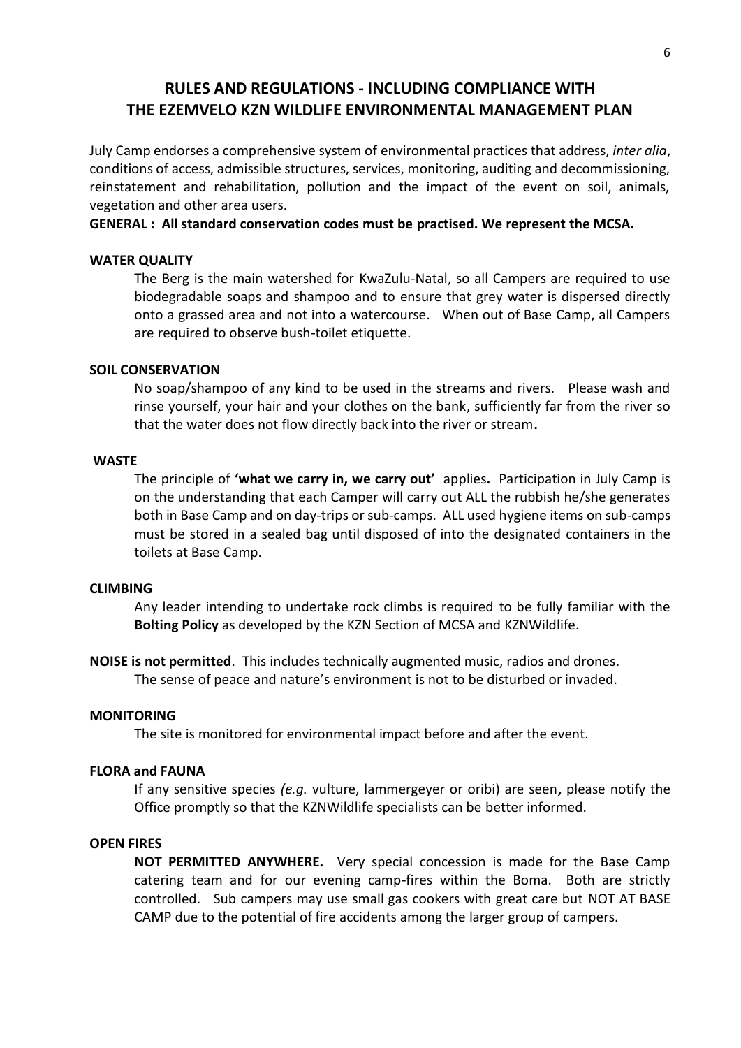# RULES AND REGULATIONS - INCLUDING COMPLIANCE WITH THE EZEMVELO KZN WILDLIFE ENVIRONMENTAL MANAGEMENT PLAN

July Camp endorses a comprehensive system of environmental practices that address, *inter alia*, conditions of access, admissible structures, services, monitoring, auditing and decommissioning, reinstatement and rehabilitation, pollution and the impact of the event on soil, animals, vegetation and other area users.

**GENERAL : All standard conservation codes must be practised. We represent the MCSA.**

### WATER QUALITY

The Berg is the main watershed for KwaZulu-Natal, so all Campers are required to use biodegradable soaps and shampoo and to ensure that grey water is dispersed directly onto a grassed area and not into a watercourse. When out of Base Camp, all Campers are required to observe bush-toilet etiquette.

### SOIL CONSERVATION

No soap/shampoo of any kind to be used in the streams and rivers. Please wash and rinse yourself, your hair and your clothes on the bank, sufficiently far from the river so that the water does not flow directly back into the river or stream.

### WASTE

The principle of **'what we carry in, we carry out'** applies. Participation in July Camp is on the understanding that each Camper will carry out ALL the rubbish he/she generates both in Base Camp and on day-trips or sub-camps. ALL used hygiene items on sub-camps must be stored in a sealed bag until disposed of into the designated containers in the toilets at Base Camp.

### CLIMBING

Any leader intending to undertake rock climbs is required to be fully familiar with the **Bolting Policy** as developed by the KZN Section of MCSA and KZNWildlife.

**NOISE is not permitted**. This includes technically augmented music, radios and drones. The sense of peace and nature's environment is not to be disturbed or invaded.

### MONITORING

The site is monitored for environmental impact before and after the event.

### FLORA and FAUNA

If any sensitive species *(e.g.* vulture, lammergeyer or oribi) are seen**,** please notify the Office promptly so that the KZNWildlife specialists can be better informed.

### OPEN FIRES

**NOT PERMITTED ANYWHERE.** Very special concession is made for the Base Camp catering team and for our evening camp-fires within the Boma. Both are strictly controlled. Sub campers may use small gas cookers with great care but NOT AT BASE CAMP due to the potential of fire accidents among the larger group of campers.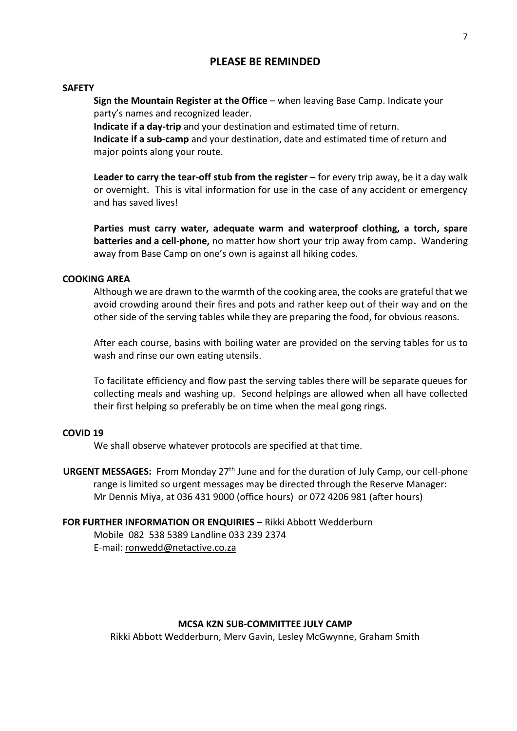## PLEASE BE REMINDED

**SAFETY**

**Sign the Mountain Register at the Office** – when leaving Base Camp. Indicate your party's names and recognized leader.
**Indicate if a day-trip** and your destination and estimated time of return.
**Indicate if a sub-camp** and your destination, date and estimated time of return and major points along your route.

**Leader to carry the tear-off stub from the register –** for every trip away, be it a day walk or overnight. This is vital information for use in the case of any accident or emergency and has saved lives!

**Parties must carry water, adequate warm and waterproof clothing, a torch, spare batteries and a cell-phone,** no matter how short your trip away from camp**.** Wandering away from Base Camp on one's own is against all hiking codes.

**COOKING AREA**

Although we are drawn to the warmth of the cooking area, the cooks are grateful that we avoid crowding around their fires and pots and rather keep out of their way and on the other side of the serving tables while they are preparing the food, for obvious reasons.

After each course, basins with boiling water are provided on the serving tables for us to wash and rinse our own eating utensils.

To facilitate efficiency and flow past the serving tables there will be separate queues for collecting meals and washing up. Second helpings are allowed when all have collected their first helping so preferably be on time when the meal gong rings.

**COVID 19**

We shall observe whatever protocols are specified at that time.

**URGENT MESSAGES:** From Monday 27th June and for the duration of July Camp, our cell-phone range is limited so urgent messages may be directed through the Reserve Manager: Mr Dennis Miya, at 036 431 9000 (office hours) or 072 4206 981 (after hours)

**FOR FURTHER INFORMATION OR ENQUIRIES –** Rikki Abbott Wedderburn
Mobile 082 538 5389 Landline 033 239 2374
E-mail: ronwedd@netactive.co.za

**MCSA KZN SUB-COMMITTEE JULY CAMP**
Rikki Abbott Wedderburn, Merv Gavin, Lesley McGwynne, Graham Smith